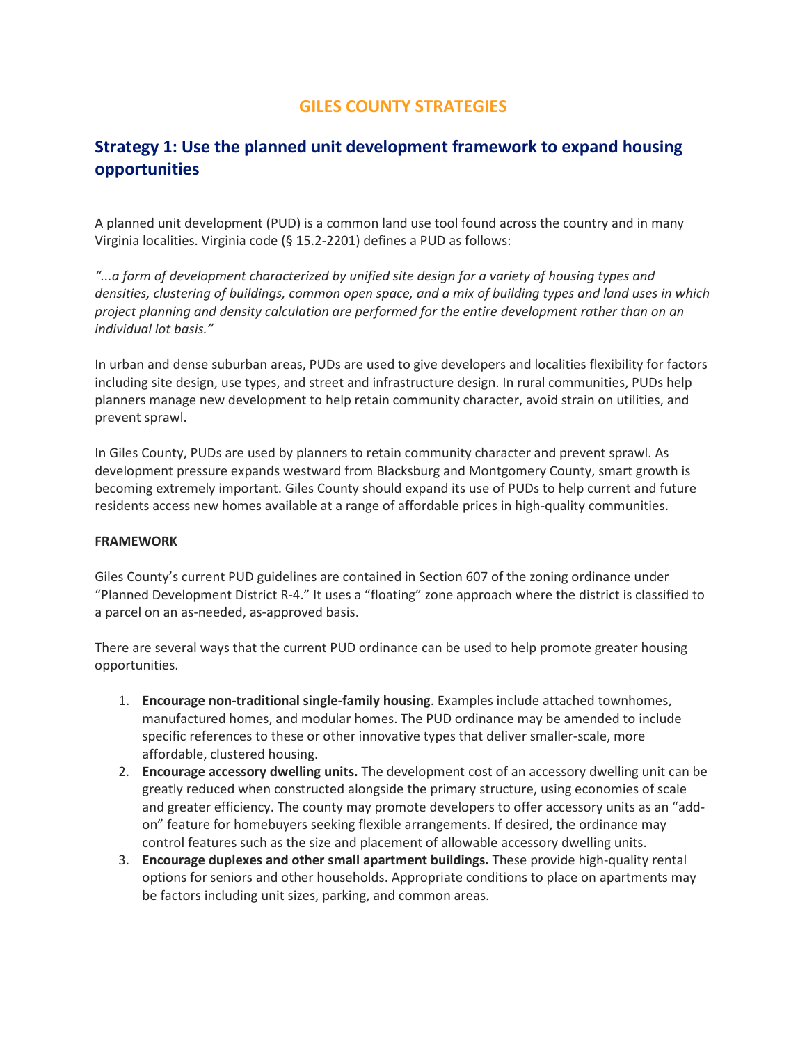# GILES COUNTY STRATEGIES

## Strategy 1: Use the planned unit development framework to expand housing opportunities

A planned unit development (PUD) is a common land use tool found across the country and in many Virginia localities. Virginia code (§ 15.2-2201) defines a PUD as follows:

*"...a form of development characterized by unified site design for a variety of housing types and densities, clustering of buildings, common open space, and a mix of building types and land uses in which project planning and density calculation are performed for the entire development rather than on an individual lot basis."*

In urban and dense suburban areas, PUDs are used to give developers and localities flexibility for factors including site design, use types, and street and infrastructure design. In rural communities, PUDs help planners manage new development to help retain community character, avoid strain on utilities, and prevent sprawl.

In Giles County, PUDs are used by planners to retain community character and prevent sprawl. As development pressure expands westward from Blacksburg and Montgomery County, smart growth is becoming extremely important. Giles County should expand its use of PUDs to help current and future residents access new homes available at a range of affordable prices in high-quality communities.

**FRAMEWORK**

Giles County's current PUD guidelines are contained in Section 607 of the zoning ordinance under "Planned Development District R-4." It uses a "floating" zone approach where the district is classified to a parcel on an as-needed, as-approved basis.

There are several ways that the current PUD ordinance can be used to help promote greater housing opportunities.

1. **Encourage non-traditional single-family housing**. Examples include attached townhomes, manufactured homes, and modular homes. The PUD ordinance may be amended to include specific references to these or other innovative types that deliver smaller-scale, more affordable, clustered housing.
2. **Encourage accessory dwelling units.** The development cost of an accessory dwelling unit can be greatly reduced when constructed alongside the primary structure, using economies of scale and greater efficiency. The county may promote developers to offer accessory units as an "add-on" feature for homebuyers seeking flexible arrangements. If desired, the ordinance may control features such as the size and placement of allowable accessory dwelling units.
3. **Encourage duplexes and other small apartment buildings.** These provide high-quality rental options for seniors and other households. Appropriate conditions to place on apartments may be factors including unit sizes, parking, and common areas.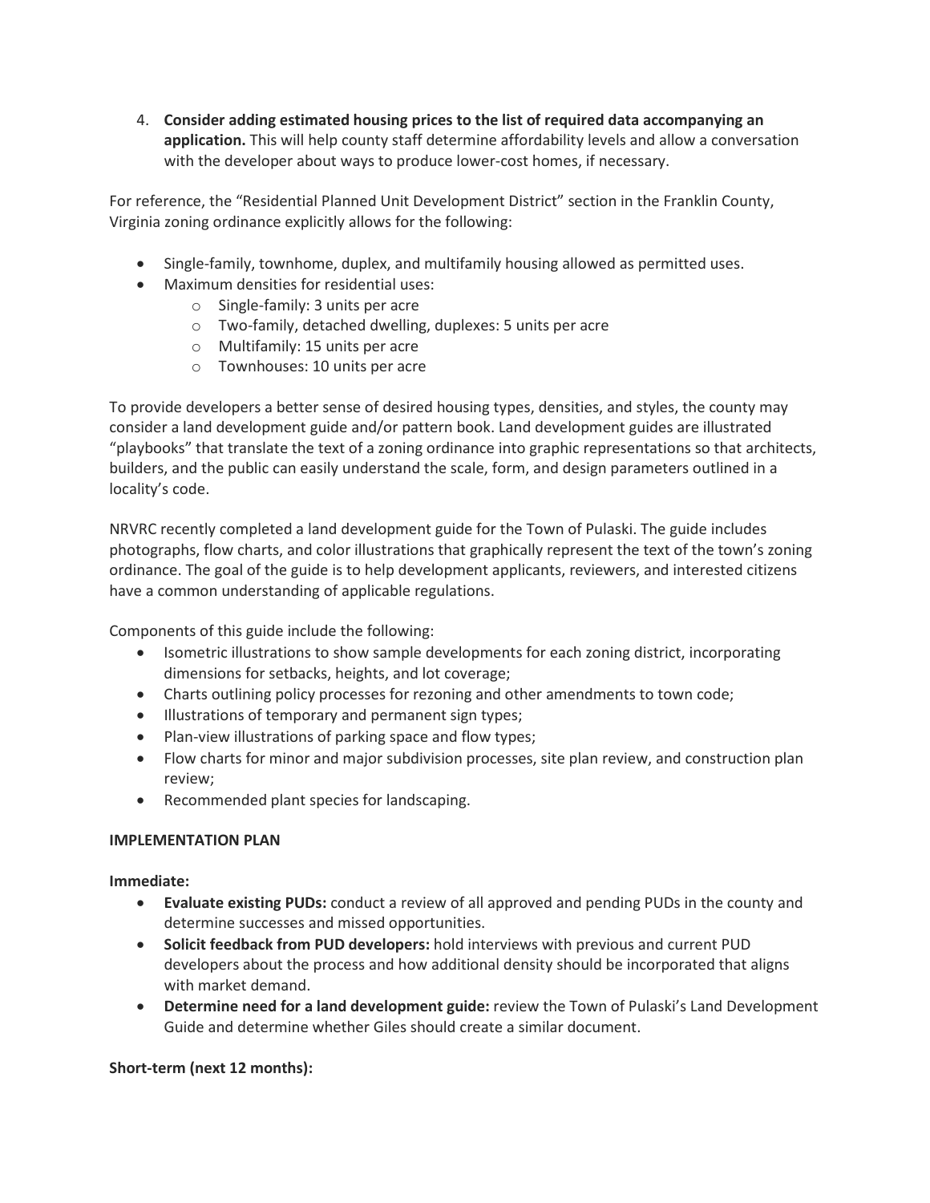4. **Consider adding estimated housing prices to the list of required data accompanying an application.** This will help county staff determine affordability levels and allow a conversation with the developer about ways to produce lower-cost homes, if necessary.

For reference, the "Residential Planned Unit Development District" section in the Franklin County, Virginia zoning ordinance explicitly allows for the following:

- Single-family, townhome, duplex, and multifamily housing allowed as permitted uses.
- Maximum densities for residential uses:
    - Single-family: 3 units per acre
    - Two-family, detached dwelling, duplexes: 5 units per acre
    - Multifamily: 15 units per acre
    - Townhouses: 10 units per acre

To provide developers a better sense of desired housing types, densities, and styles, the county may consider a land development guide and/or pattern book. Land development guides are illustrated "playbooks" that translate the text of a zoning ordinance into graphic representations so that architects, builders, and the public can easily understand the scale, form, and design parameters outlined in a locality's code.

NRVRC recently completed a land development guide for the Town of Pulaski. The guide includes photographs, flow charts, and color illustrations that graphically represent the text of the town's zoning ordinance. The goal of the guide is to help development applicants, reviewers, and interested citizens have a common understanding of applicable regulations.

Components of this guide include the following:

- Isometric illustrations to show sample developments for each zoning district, incorporating dimensions for setbacks, heights, and lot coverage;
- Charts outlining policy processes for rezoning and other amendments to town code;
- Illustrations of temporary and permanent sign types;
- Plan-view illustrations of parking space and flow types;
- Flow charts for minor and major subdivision processes, site plan review, and construction plan review;
- Recommended plant species for landscaping.

**IMPLEMENTATION PLAN**

**Immediate:**

- **Evaluate existing PUDs:** conduct a review of all approved and pending PUDs in the county and determine successes and missed opportunities.
- **Solicit feedback from PUD developers:** hold interviews with previous and current PUD developers about the process and how additional density should be incorporated that aligns with market demand.
- **Determine need for a land development guide:** review the Town of Pulaski's Land Development Guide and determine whether Giles should create a similar document.

**Short-term (next 12 months):**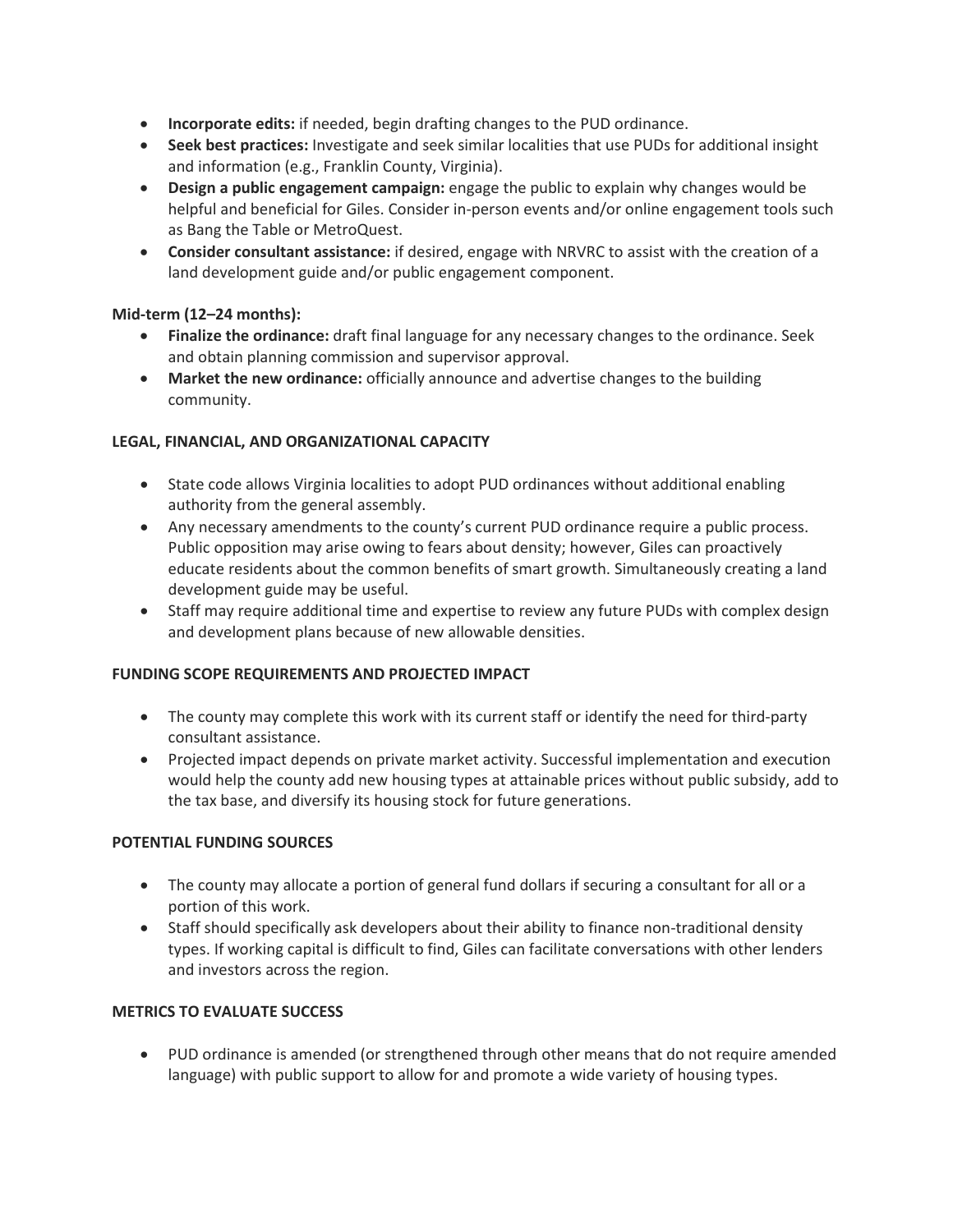- **Incorporate edits:** if needed, begin drafting changes to the PUD ordinance.
- **Seek best practices:** Investigate and seek similar localities that use PUDs for additional insight and information (e.g., Franklin County, Virginia).
- **Design a public engagement campaign:** engage the public to explain why changes would be helpful and beneficial for Giles. Consider in-person events and/or online engagement tools such as Bang the Table or MetroQuest.
- **Consider consultant assistance:** if desired, engage with NRVRC to assist with the creation of a land development guide and/or public engagement component.

**Mid-term (12–24 months):**

- **Finalize the ordinance:** draft final language for any necessary changes to the ordinance. Seek and obtain planning commission and supervisor approval.
- **Market the new ordinance:** officially announce and advertise changes to the building community.

**LEGAL, FINANCIAL, AND ORGANIZATIONAL CAPACITY**

- State code allows Virginia localities to adopt PUD ordinances without additional enabling authority from the general assembly.
- Any necessary amendments to the county's current PUD ordinance require a public process. Public opposition may arise owing to fears about density; however, Giles can proactively educate residents about the common benefits of smart growth. Simultaneously creating a land development guide may be useful.
- Staff may require additional time and expertise to review any future PUDs with complex design and development plans because of new allowable densities.

**FUNDING SCOPE REQUIREMENTS AND PROJECTED IMPACT**

- The county may complete this work with its current staff or identify the need for third-party consultant assistance.
- Projected impact depends on private market activity. Successful implementation and execution would help the county add new housing types at attainable prices without public subsidy, add to the tax base, and diversify its housing stock for future generations.

**POTENTIAL FUNDING SOURCES**

- The county may allocate a portion of general fund dollars if securing a consultant for all or a portion of this work.
- Staff should specifically ask developers about their ability to finance non-traditional density types. If working capital is difficult to find, Giles can facilitate conversations with other lenders and investors across the region.

**METRICS TO EVALUATE SUCCESS**

- PUD ordinance is amended (or strengthened through other means that do not require amended language) with public support to allow for and promote a wide variety of housing types.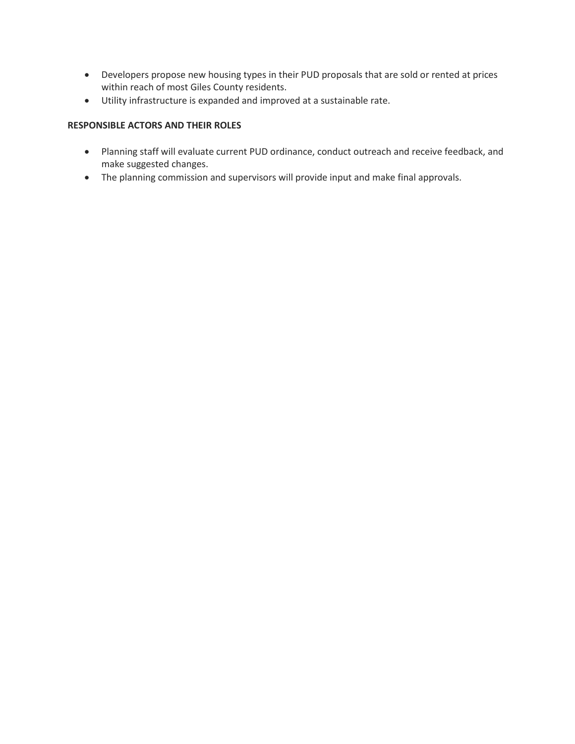- Developers propose new housing types in their PUD proposals that are sold or rented at prices within reach of most Giles County residents.
- Utility infrastructure is expanded and improved at a sustainable rate.

**RESPONSIBLE ACTORS AND THEIR ROLES**

- Planning staff will evaluate current PUD ordinance, conduct outreach and receive feedback, and make suggested changes.
- The planning commission and supervisors will provide input and make final approvals.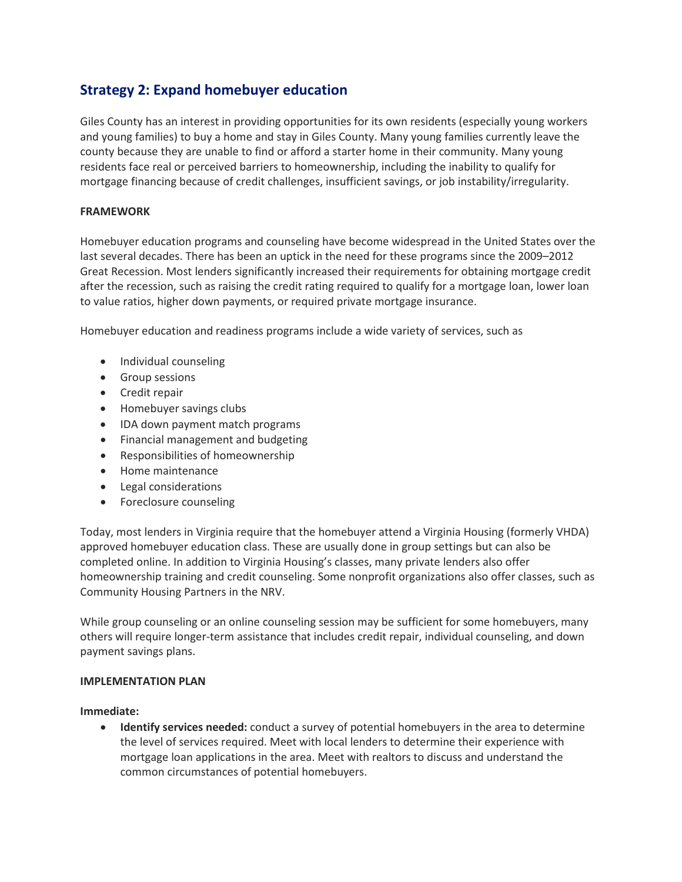## Strategy 2: Expand homebuyer education

Giles County has an interest in providing opportunities for its own residents (especially young workers and young families) to buy a home and stay in Giles County. Many young families currently leave the county because they are unable to find or afford a starter home in their community. Many young residents face real or perceived barriers to homeownership, including the inability to qualify for mortgage financing because of credit challenges, insufficient savings, or job instability/irregularity.

**FRAMEWORK**

Homebuyer education programs and counseling have become widespread in the United States over the last several decades. There has been an uptick in the need for these programs since the 2009–2012 Great Recession. Most lenders significantly increased their requirements for obtaining mortgage credit after the recession, such as raising the credit rating required to qualify for a mortgage loan, lower loan to value ratios, higher down payments, or required private mortgage insurance.

Homebuyer education and readiness programs include a wide variety of services, such as

- Individual counseling
- Group sessions
- Credit repair
- Homebuyer savings clubs
- IDA down payment match programs
- Financial management and budgeting
- Responsibilities of homeownership
- Home maintenance
- Legal considerations
- Foreclosure counseling

Today, most lenders in Virginia require that the homebuyer attend a Virginia Housing (formerly VHDA) approved homebuyer education class. These are usually done in group settings but can also be completed online. In addition to Virginia Housing's classes, many private lenders also offer homeownership training and credit counseling. Some nonprofit organizations also offer classes, such as Community Housing Partners in the NRV.

While group counseling or an online counseling session may be sufficient for some homebuyers, many others will require longer-term assistance that includes credit repair, individual counseling, and down payment savings plans.

**IMPLEMENTATION PLAN**

**Immediate:**

- **Identify services needed:** conduct a survey of potential homebuyers in the area to determine the level of services required. Meet with local lenders to determine their experience with mortgage loan applications in the area. Meet with realtors to discuss and understand the common circumstances of potential homebuyers.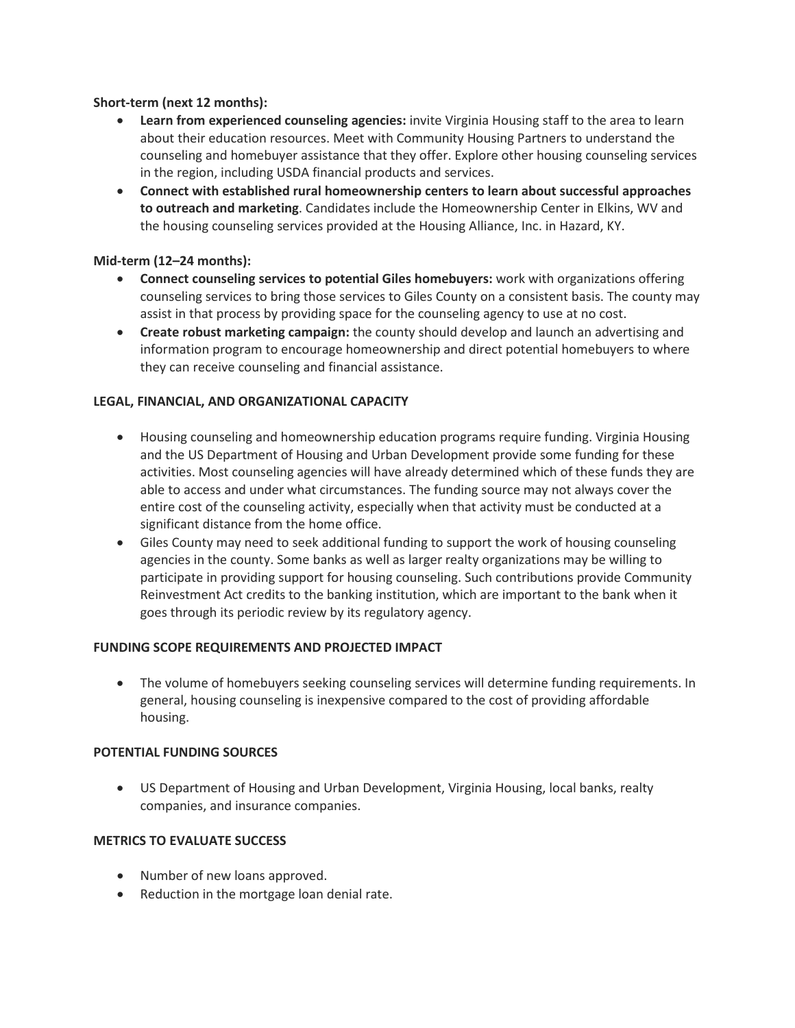**Short-term (next 12 months):**

- **Learn from experienced counseling agencies:** invite Virginia Housing staff to the area to learn about their education resources. Meet with Community Housing Partners to understand the counseling and homebuyer assistance that they offer. Explore other housing counseling services in the region, including USDA financial products and services.
- **Connect with established rural homeownership centers to learn about successful approaches to outreach and marketing**. Candidates include the Homeownership Center in Elkins, WV and the housing counseling services provided at the Housing Alliance, Inc. in Hazard, KY.

**Mid-term (12–24 months):**

- **Connect counseling services to potential Giles homebuyers:** work with organizations offering counseling services to bring those services to Giles County on a consistent basis. The county may assist in that process by providing space for the counseling agency to use at no cost.
- **Create robust marketing campaign:** the county should develop and launch an advertising and information program to encourage homeownership and direct potential homebuyers to where they can receive counseling and financial assistance.

**LEGAL, FINANCIAL, AND ORGANIZATIONAL CAPACITY**

- Housing counseling and homeownership education programs require funding. Virginia Housing and the US Department of Housing and Urban Development provide some funding for these activities. Most counseling agencies will have already determined which of these funds they are able to access and under what circumstances. The funding source may not always cover the entire cost of the counseling activity, especially when that activity must be conducted at a significant distance from the home office.
- Giles County may need to seek additional funding to support the work of housing counseling agencies in the county. Some banks as well as larger realty organizations may be willing to participate in providing support for housing counseling. Such contributions provide Community Reinvestment Act credits to the banking institution, which are important to the bank when it goes through its periodic review by its regulatory agency.

**FUNDING SCOPE REQUIREMENTS AND PROJECTED IMPACT**

- The volume of homebuyers seeking counseling services will determine funding requirements. In general, housing counseling is inexpensive compared to the cost of providing affordable housing.

**POTENTIAL FUNDING SOURCES**

- US Department of Housing and Urban Development, Virginia Housing, local banks, realty companies, and insurance companies.

**METRICS TO EVALUATE SUCCESS**

- Number of new loans approved.
- Reduction in the mortgage loan denial rate.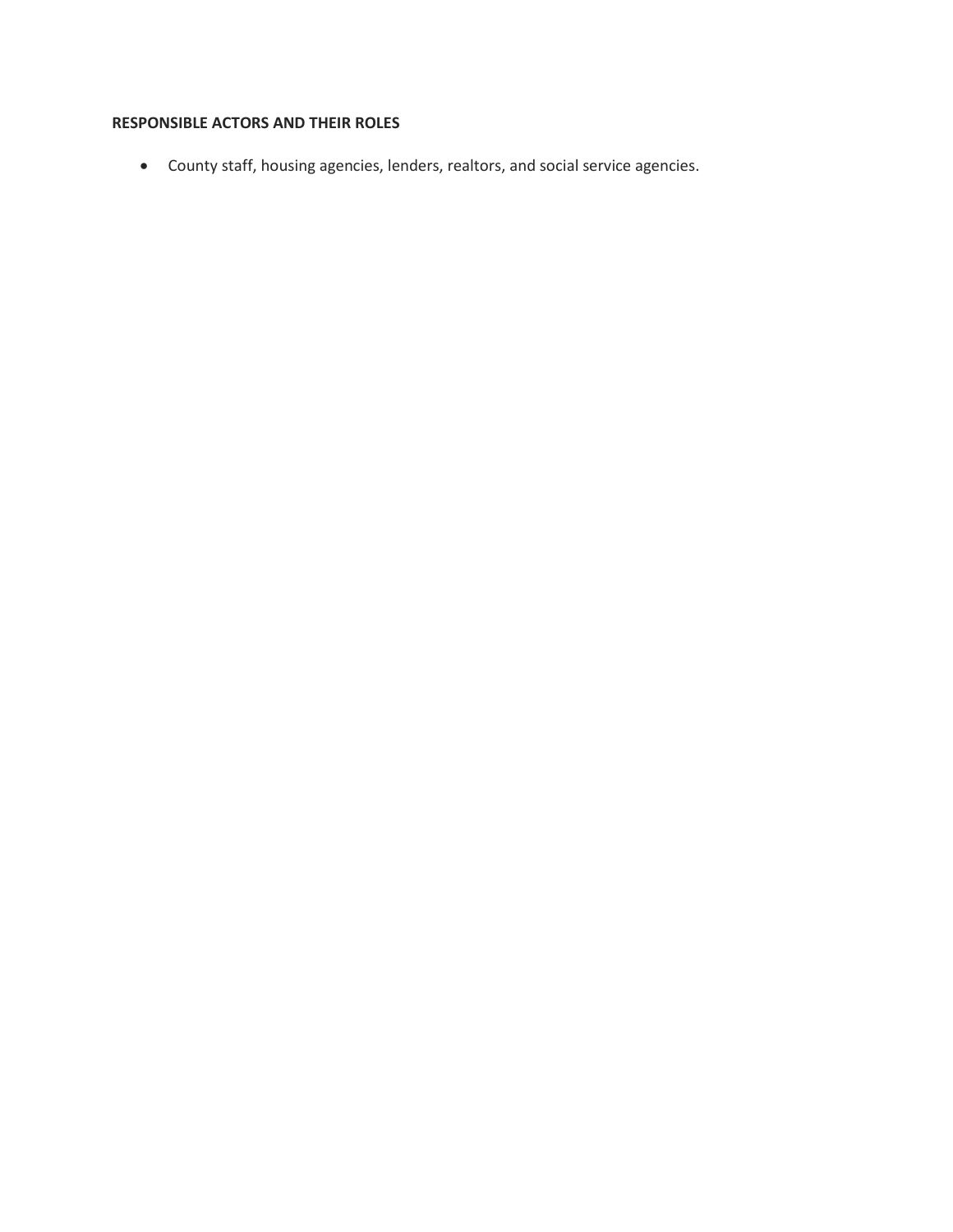**RESPONSIBLE ACTORS AND THEIR ROLES**

- County staff, housing agencies, lenders, realtors, and social service agencies.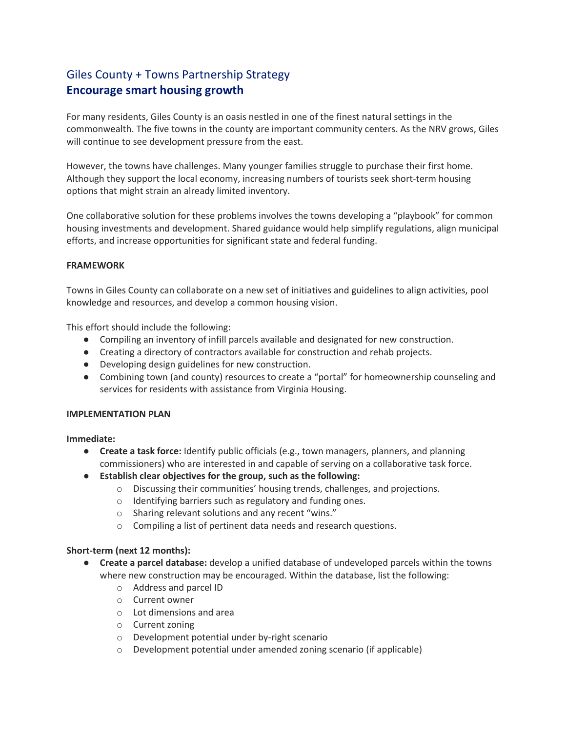## Giles County + Towns Partnership Strategy

# Encourage smart housing growth

For many residents, Giles County is an oasis nestled in one of the finest natural settings in the commonwealth. The five towns in the county are important community centers. As the NRV grows, Giles will continue to see development pressure from the east.

However, the towns have challenges. Many younger families struggle to purchase their first home. Although they support the local economy, increasing numbers of tourists seek short-term housing options that might strain an already limited inventory.

One collaborative solution for these problems involves the towns developing a "playbook" for common housing investments and development. Shared guidance would help simplify regulations, align municipal efforts, and increase opportunities for significant state and federal funding.

**FRAMEWORK**

Towns in Giles County can collaborate on a new set of initiatives and guidelines to align activities, pool knowledge and resources, and develop a common housing vision.

This effort should include the following:

- Compiling an inventory of infill parcels available and designated for new construction.
- Creating a directory of contractors available for construction and rehab projects.
- Developing design guidelines for new construction.
- Combining town (and county) resources to create a "portal" for homeownership counseling and services for residents with assistance from Virginia Housing.

**IMPLEMENTATION PLAN**

**Immediate:**

- **Create a task force:** Identify public officials (e.g., town managers, planners, and planning commissioners) who are interested in and capable of serving on a collaborative task force.
- **Establish clear objectives for the group, such as the following:**
  - Discussing their communities' housing trends, challenges, and projections.
  - Identifying barriers such as regulatory and funding ones.
  - Sharing relevant solutions and any recent "wins."
  - Compiling a list of pertinent data needs and research questions.

**Short-term (next 12 months):**

- **Create a parcel database:** develop a unified database of undeveloped parcels within the towns where new construction may be encouraged. Within the database, list the following:
  - Address and parcel ID
  - Current owner
  - Lot dimensions and area
  - Current zoning
  - Development potential under by-right scenario
  - Development potential under amended zoning scenario (if applicable)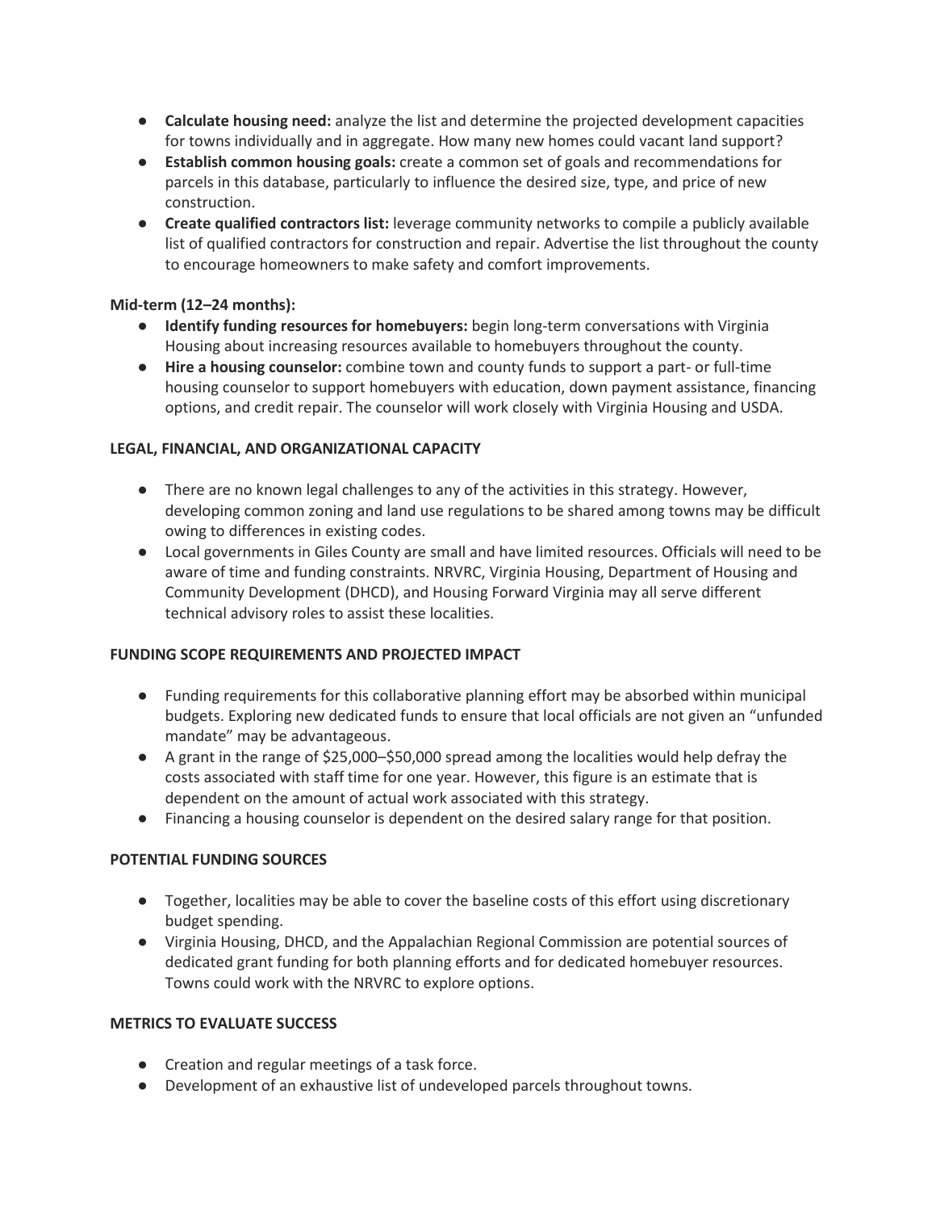- **Calculate housing need:** analyze the list and determine the projected development capacities for towns individually and in aggregate. How many new homes could vacant land support?
- **Establish common housing goals:** create a common set of goals and recommendations for parcels in this database, particularly to influence the desired size, type, and price of new construction.
- **Create qualified contractors list:** leverage community networks to compile a publicly available list of qualified contractors for construction and repair. Advertise the list throughout the county to encourage homeowners to make safety and comfort improvements.

**Mid-term (12–24 months):**

- **Identify funding resources for homebuyers:** begin long-term conversations with Virginia Housing about increasing resources available to homebuyers throughout the county.
- **Hire a housing counselor:** combine town and county funds to support a part- or full-time housing counselor to support homebuyers with education, down payment assistance, financing options, and credit repair. The counselor will work closely with Virginia Housing and USDA.

**LEGAL, FINANCIAL, AND ORGANIZATIONAL CAPACITY**

- There are no known legal challenges to any of the activities in this strategy. However, developing common zoning and land use regulations to be shared among towns may be difficult owing to differences in existing codes.
- Local governments in Giles County are small and have limited resources. Officials will need to be aware of time and funding constraints. NRVRC, Virginia Housing, Department of Housing and Community Development (DHCD), and Housing Forward Virginia may all serve different technical advisory roles to assist these localities.

**FUNDING SCOPE REQUIREMENTS AND PROJECTED IMPACT**

- Funding requirements for this collaborative planning effort may be absorbed within municipal budgets. Exploring new dedicated funds to ensure that local officials are not given an "unfunded mandate" may be advantageous.
- A grant in the range of $25,000–$50,000 spread among the localities would help defray the costs associated with staff time for one year. However, this figure is an estimate that is dependent on the amount of actual work associated with this strategy.
- Financing a housing counselor is dependent on the desired salary range for that position.

**POTENTIAL FUNDING SOURCES**

- Together, localities may be able to cover the baseline costs of this effort using discretionary budget spending.
- Virginia Housing, DHCD, and the Appalachian Regional Commission are potential sources of dedicated grant funding for both planning efforts and for dedicated homebuyer resources. Towns could work with the NRVRC to explore options.

**METRICS TO EVALUATE SUCCESS**

- Creation and regular meetings of a task force.
- Development of an exhaustive list of undeveloped parcels throughout towns.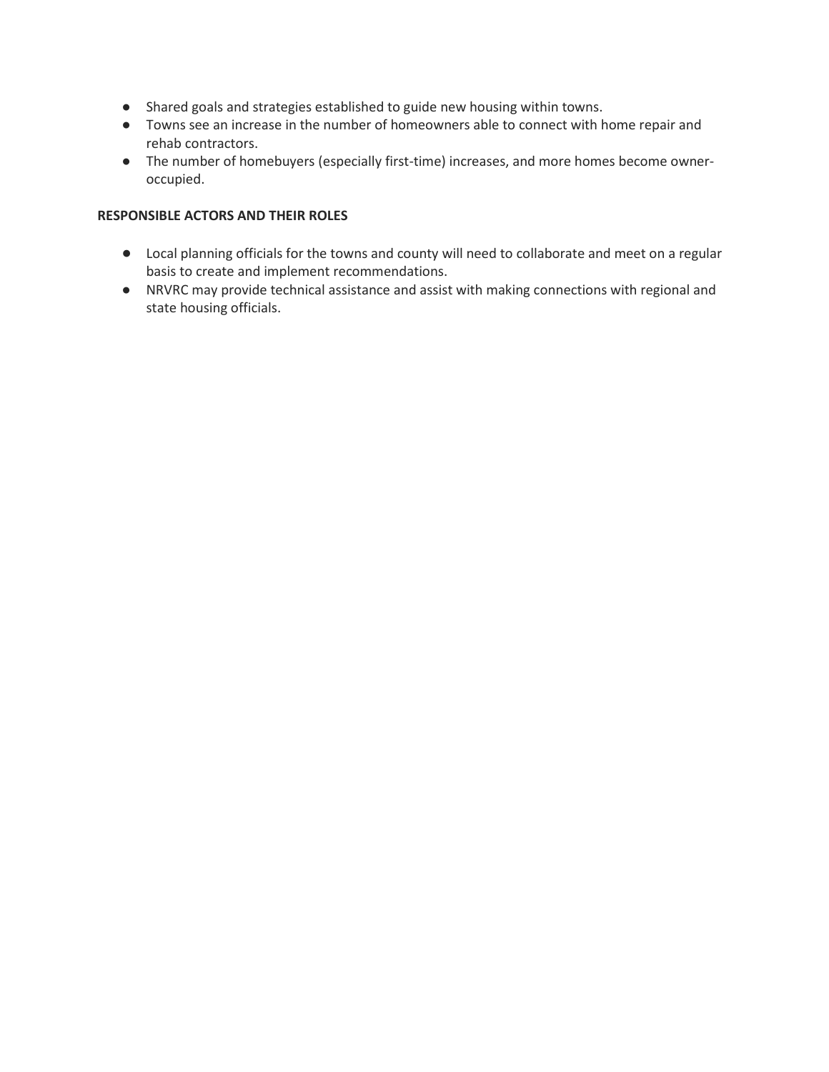- Shared goals and strategies established to guide new housing within towns.
- Towns see an increase in the number of homeowners able to connect with home repair and rehab contractors.
- The number of homebuyers (especially first-time) increases, and more homes become owner-occupied.

**RESPONSIBLE ACTORS AND THEIR ROLES**

- Local planning officials for the towns and county will need to collaborate and meet on a regular basis to create and implement recommendations.
- NRVRC may provide technical assistance and assist with making connections with regional and state housing officials.